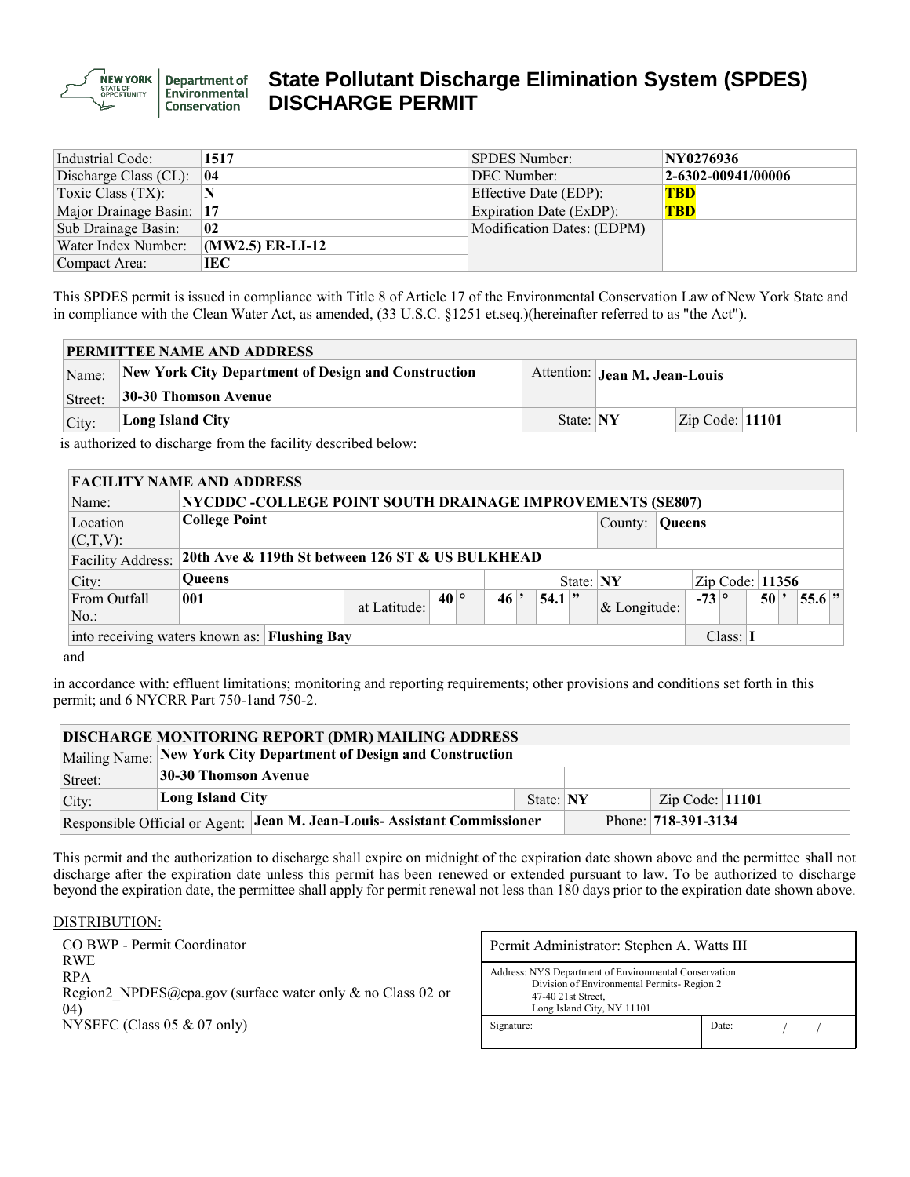NEW YORK STATE OF OPPORTUNITY | Department of Environmental Conservation

# State Pollutant Discharge Elimination System (SPDES) DISCHARGE PERMIT

| | | | |
|---|---|---|---|
| Industrial Code: | **1517** | SPDES Number: | **NY0276936** |
| Discharge Class (CL): | **04** | DEC Number: | **2-6302-00941/00006** |
| Toxic Class (TX): | **N** | Effective Date (EDP): | **TBD** |
| Major Drainage Basin: | **17** | Expiration Date (ExDP): | **TBD** |
| Sub Drainage Basin: | **02** | Modification Dates: (EDPM) | |
| Water Index Number: | **(MW2.5) ER-LI-12** | | |
| Compact Area: | **IEC** | | |

This SPDES permit is issued in compliance with Title 8 of Article 17 of the Environmental Conservation Law of New York State and in compliance with the Clean Water Act, as amended, (33 U.S.C. §1251 et.seq.)(hereinafter referred to as "the Act").

| PERMITTEE NAME AND ADDRESS | | | | | |
|---|---|---|---|---|---|
| Name: | **New York City Department of Design and Construction** | Attention: | **Jean M. Jean-Louis** | | |
| Street: | **30-30 Thomson Avenue** | | | | |
| City: | **Long Island City** | State: | **NY** | Zip Code: | **11101** |

is authorized to discharge from the facility described below:

| FACILITY NAME AND ADDRESS | | | | | | | | | | |
|---|---|---|---|---|---|---|---|---|---|---|
| Name: | **NYCDDC -COLLEGE POINT SOUTH DRAINAGE IMPROVEMENTS (SE807)** | | | | | | | | | |
| Location (C,T,V): | **College Point** | | | | | County: | **Queens** | | | |
| Facility Address: | **20th Ave & 119th St between 126 ST & US BULKHEAD** | | | | | | | | | |
| City: | **Queens** | | | | | State: **NY** | | Zip Code: **11356** | | |
| From Outfall No.: | **001** | at Latitude: | **40** ° | **46** ' | **54.1** " | & Longitude: | **-73** ° | **50** ' | **55.6** " | |
| into receiving waters known as: | **Flushing Bay** | | | | | | | Class: **I** | | |

and

in accordance with: effluent limitations; monitoring and reporting requirements; other provisions and conditions set forth in this permit; and 6 NYCRR Part 750-1and 750-2.

| DISCHARGE MONITORING REPORT (DMR) MAILING ADDRESS | | | | | |
|---|---|---|---|---|---|
| Mailing Name: | **New York City Department of Design and Construction** | | | | |
| Street: | **30-30 Thomson Avenue** | | | | |
| City: | **Long Island City** | State: | **NY** | Zip Code: | **11101** |
| Responsible Official or Agent: | **Jean M. Jean-Louis- Assistant Commissioner** | | | Phone: | **718-391-3134** |

This permit and the authorization to discharge shall expire on midnight of the expiration date shown above and the permittee shall not discharge after the expiration date unless this permit has been renewed or extended pursuant to law. To be authorized to discharge beyond the expiration date, the permittee shall apply for permit renewal not less than 180 days prior to the expiration date shown above.

DISTRIBUTION:

CO BWP - Permit Coordinator
RWE
RPA
Region2_NPDES@epa.gov (surface water only & no Class 02 or 04)
NYSEFC (Class 05 & 07 only)

| Permit Administrator: Stephen A. Watts III | |
|---|---|
| Address: NYS Department of Environmental Conservation, Division of Environmental Permits- Region 2, 47-40 21st Street, Long Island City, NY 11101 | |
| Signature: | Date: / / |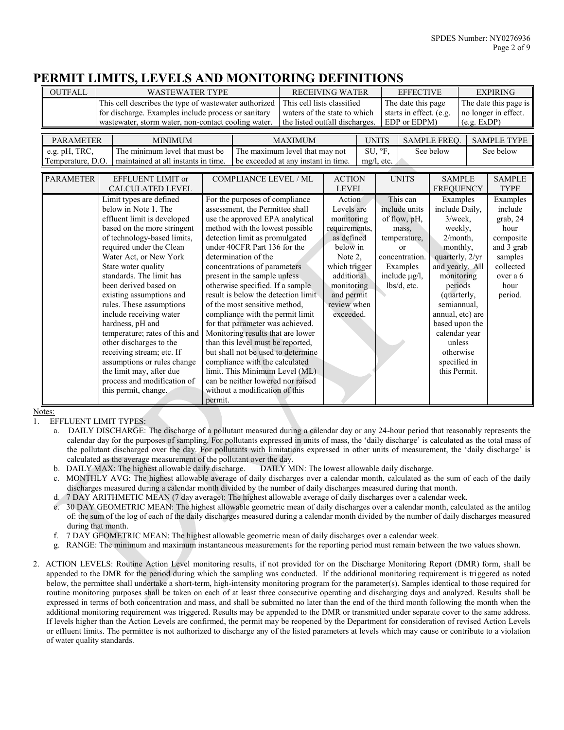# PERMIT LIMITS, LEVELS AND MONITORING DEFINITIONS

| OUTFALL | WASTEWATER TYPE | RECEIVING WATER | EFFECTIVE | EXPIRING |
|---|---|---|---|---|
| | This cell describes the type of wastewater authorized for discharge. Examples include process or sanitary wastewater, storm water, non-contact cooling water. | This cell lists classified waters of the state to which the listed outfall discharges. | The date this page starts in effect. (e.g. EDP or EDPM) | The date this page is no longer in effect. (e.g. ExDP) |

| PARAMETER | MINIMUM | MAXIMUM | UNITS | SAMPLE FREQ. | SAMPLE TYPE |
|---|---|---|---|---|---|
| e.g. pH, TRC, Temperature, D.O. | The minimum level that must be maintained at all instants in time. | The maximum level that may not be exceeded at any instant in time. | SU, °F, mg/l, etc. | See below | See below |

| PARAMETER | EFFLUENT LIMIT or CALCULATED LEVEL | COMPLIANCE LEVEL / ML | ACTION LEVEL | UNITS | SAMPLE FREQUENCY | SAMPLE TYPE |
|---|---|---|---|---|---|---|
| | Limit types are defined below in Note 1. The effluent limit is developed based on the more stringent of technology-based limits, required under the Clean Water Act, or New York State water quality standards. The limit has been derived based on existing assumptions and rules. These assumptions include receiving water hardness, pH and temperature; rates of this and other discharges to the receiving stream; etc. If assumptions or rules change the limit may, after due process and modification of this permit, change. | For the purposes of compliance assessment, the Permittee shall use the approved EPA analytical method with the lowest possible detection limit as promulgated under 40CFR Part 136 for the determination of the concentrations of parameters present in the sample unless otherwise specified. If a sample result is below the detection limit of the most sensitive method, compliance with the permit limit for that parameter was achieved. Monitoring results that are lower than this level must be reported, but shall not be used to determine compliance with the calculated limit. This Minimum Level (ML) can be neither lowered nor raised without a modification of this permit. | Action Levels are monitoring requirements, as defined below in Note 2, which trigger additional monitoring and permit review when exceeded. | This can include units of flow, pH, mass, temperature, or concentration. Examples include µg/l, lbs/d, etc. | Examples include Daily, 3/week, weekly, 2/month, monthly, quarterly, 2/yr and yearly. All monitoring periods (quarterly, semiannual, annual, etc) are based upon the calendar year unless otherwise specified in this Permit. | Examples include grab, 24 hour composite and 3 grab samples collected over a 6 hour period. |

Notes:

1. EFFLUENT LIMIT TYPES:
   a. DAILY DISCHARGE: The discharge of a pollutant measured during a calendar day or any 24-hour period that reasonably represents the calendar day for the purposes of sampling. For pollutants expressed in units of mass, the 'daily discharge' is calculated as the total mass of the pollutant discharged over the day. For pollutants with limitations expressed in other units of measurement, the 'daily discharge' is calculated as the average measurement of the pollutant over the day.
   b. DAILY MAX: The highest allowable daily discharge. DAILY MIN: The lowest allowable daily discharge.
   c. MONTHLY AVG: The highest allowable average of daily discharges over a calendar month, calculated as the sum of each of the daily discharges measured during a calendar month divided by the number of daily discharges measured during that month.
   d. 7 DAY ARITHMETIC MEAN (7 day average): The highest allowable average of daily discharges over a calendar week.
   e. 30 DAY GEOMETRIC MEAN: The highest allowable geometric mean of daily discharges over a calendar month, calculated as the antilog of: the sum of the log of each of the daily discharges measured during a calendar month divided by the number of daily discharges measured during that month.
   f. 7 DAY GEOMETRIC MEAN: The highest allowable geometric mean of daily discharges over a calendar week.
   g. RANGE: The minimum and maximum instantaneous measurements for the reporting period must remain between the two values shown.

2. ACTION LEVELS: Routine Action Level monitoring results, if not provided for on the Discharge Monitoring Report (DMR) form, shall be appended to the DMR for the period during which the sampling was conducted. If the additional monitoring requirement is triggered as noted below, the permittee shall undertake a short-term, high-intensity monitoring program for the parameter(s). Samples identical to those required for routine monitoring purposes shall be taken on each of at least three consecutive operating and discharging days and analyzed. Results shall be expressed in terms of both concentration and mass, and shall be submitted no later than the end of the third month following the month when the additional monitoring requirement was triggered. Results may be appended to the DMR or transmitted under separate cover to the same address. If levels higher than the Action Levels are confirmed, the permit may be reopened by the Department for consideration of revised Action Levels or effluent limits. The permittee is not authorized to discharge any of the listed parameters at levels which may cause or contribute to a violation of water quality standards.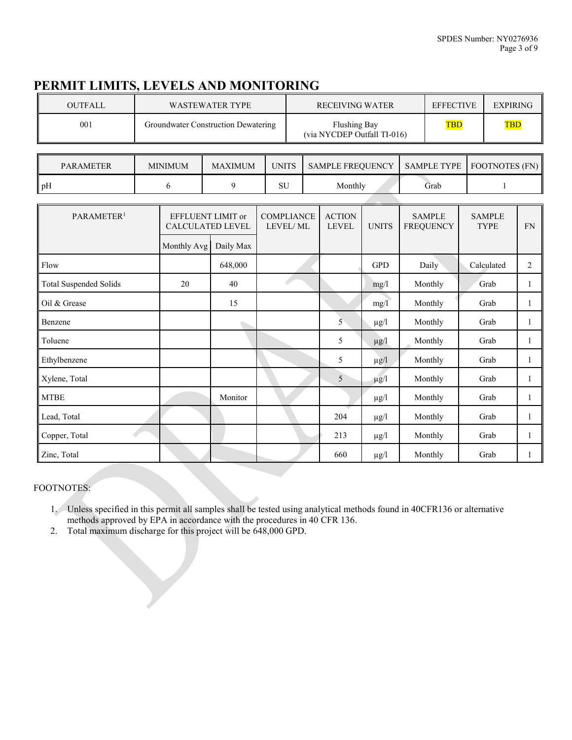# PERMIT LIMITS, LEVELS AND MONITORING

| OUTFALL | WASTEWATER TYPE | RECEIVING WATER | EFFECTIVE | EXPIRING |
|---|---|---|---|---|
| 001 | Groundwater Construction Dewatering | Flushing Bay (via NYCDEP Outfall TI-016) | TBD | TBD |

| PARAMETER | MINIMUM | MAXIMUM | UNITS | SAMPLE FREQUENCY | SAMPLE TYPE | FOOTNOTES (FN) |
|---|---|---|---|---|---|---|
| pH | 6 | 9 | SU | Monthly | Grab | 1 |

| PARAMETER[1] | EFFLUENT LIMIT or CALCULATED LEVEL | | COMPLIANCE LEVEL/ ML | ACTION LEVEL | UNITS | SAMPLE FREQUENCY | SAMPLE TYPE | FN |
|---|---|---|---|---|---|---|---|---|
| | Monthly Avg | Daily Max | | | | | | |
| Flow | | 648,000 | | | GPD | Daily | Calculated | 2 |
| Total Suspended Solids | 20 | 40 | | | mg/l | Monthly | Grab | 1 |
| Oil & Grease | | 15 | | | mg/l | Monthly | Grab | 1 |
| Benzene | | | | 5 | µg/l | Monthly | Grab | 1 |
| Toluene | | | | 5 | µg/l | Monthly | Grab | 1 |
| Ethylbenzene | | | | 5 | µg/l | Monthly | Grab | 1 |
| Xylene, Total | | | | 5 | µg/l | Monthly | Grab | 1 |
| MTBE | | Monitor | | | µg/l | Monthly | Grab | 1 |
| Lead, Total | | | | 204 | µg/l | Monthly | Grab | 1 |
| Copper, Total | | | | 213 | µg/l | Monthly | Grab | 1 |
| Zinc, Total | | | | 660 | µg/l | Monthly | Grab | 1 |

FOOTNOTES:

1. Unless specified in this permit all samples shall be tested using analytical methods found in 40CFR136 or alternative methods approved by EPA in accordance with the procedures in 40 CFR 136.
2. Total maximum discharge for this project will be 648,000 GPD.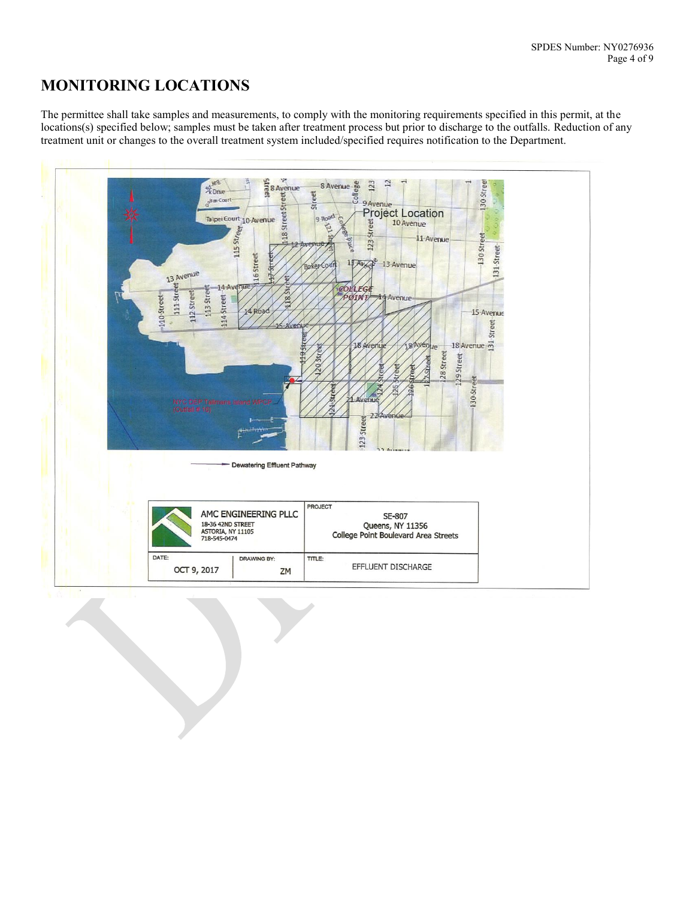# MONITORING LOCATIONS

The permittee shall take samples and measurements, to comply with the monitoring requirements specified in this permit, at the locations(s) specified below; samples must be taken after treatment process but prior to discharge to the outfalls. Reduction of any treatment unit or changes to the overall treatment system included/specified requires notification to the Department.

Dewatering Effluent Pathway

| AMC ENGINEERING PLLC<br>18-36 42ND STREET<br>ASTORIA, NY 11105<br>718-545-0474 | | PROJECT<br>SE-807<br>Queens, NY 11356<br>College Point Boulevard Area Streets |
|---|---|---|
| DATE:<br>OCT 9, 2017 | DRAWING BY:<br>ZM | TITLE:<br>EFFLUENT DISCHARGE |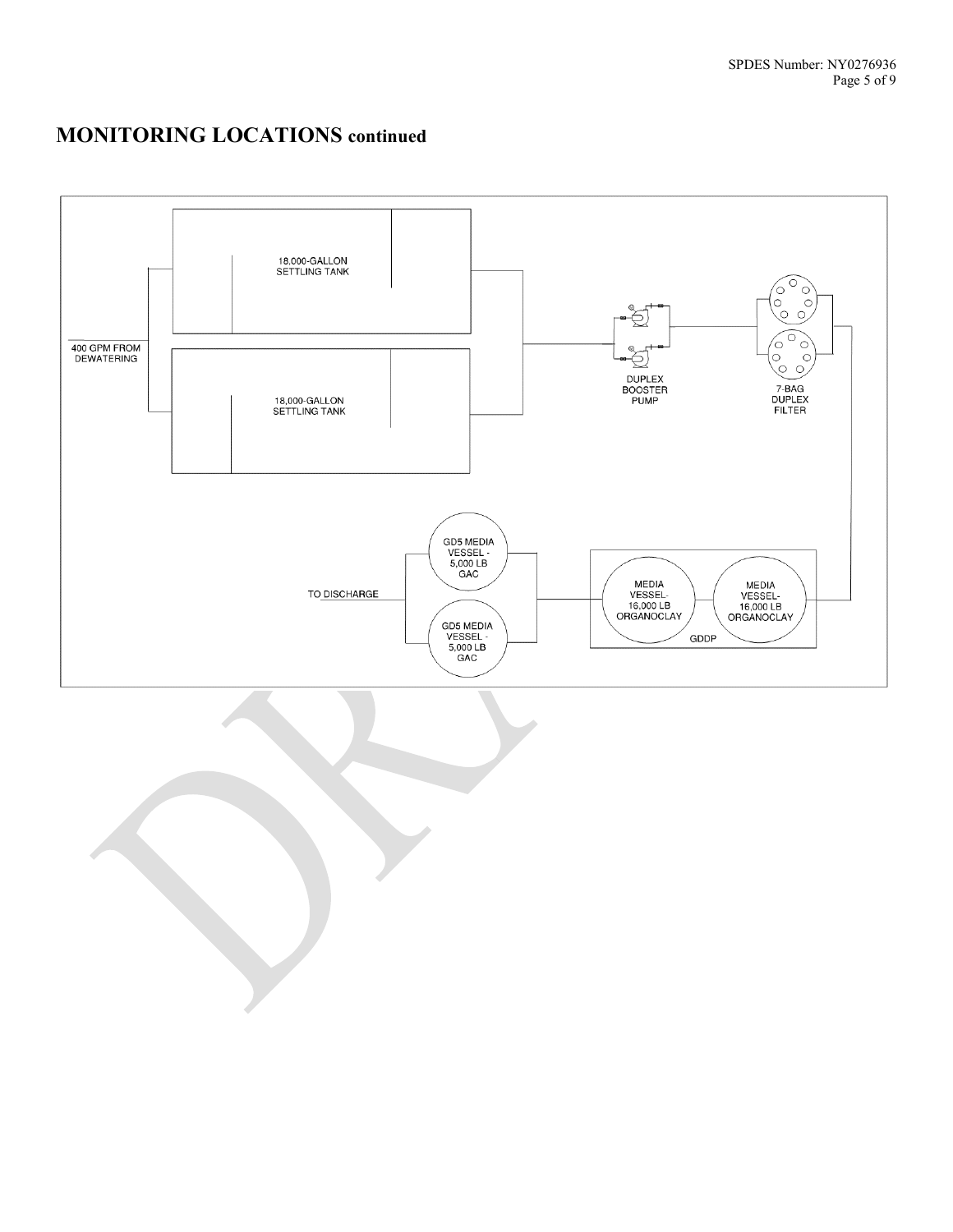# MONITORING LOCATIONS continued

400 GPM FROM DEWATERING

18,000-GALLON SETTLING TANK

18,000-GALLON SETTLING TANK

DUPLEX BOOSTER PUMP

7-BAG DUPLEX FILTER

MEDIA VESSEL- 16,000 LB ORGANOCLAY

MEDIA VESSEL- 16,000 LB ORGANOCLAY

GDDP

GD5 MEDIA VESSEL - 5,000 LB GAC

GD5 MEDIA VESSEL - 5,000 LB GAC

TO DISCHARGE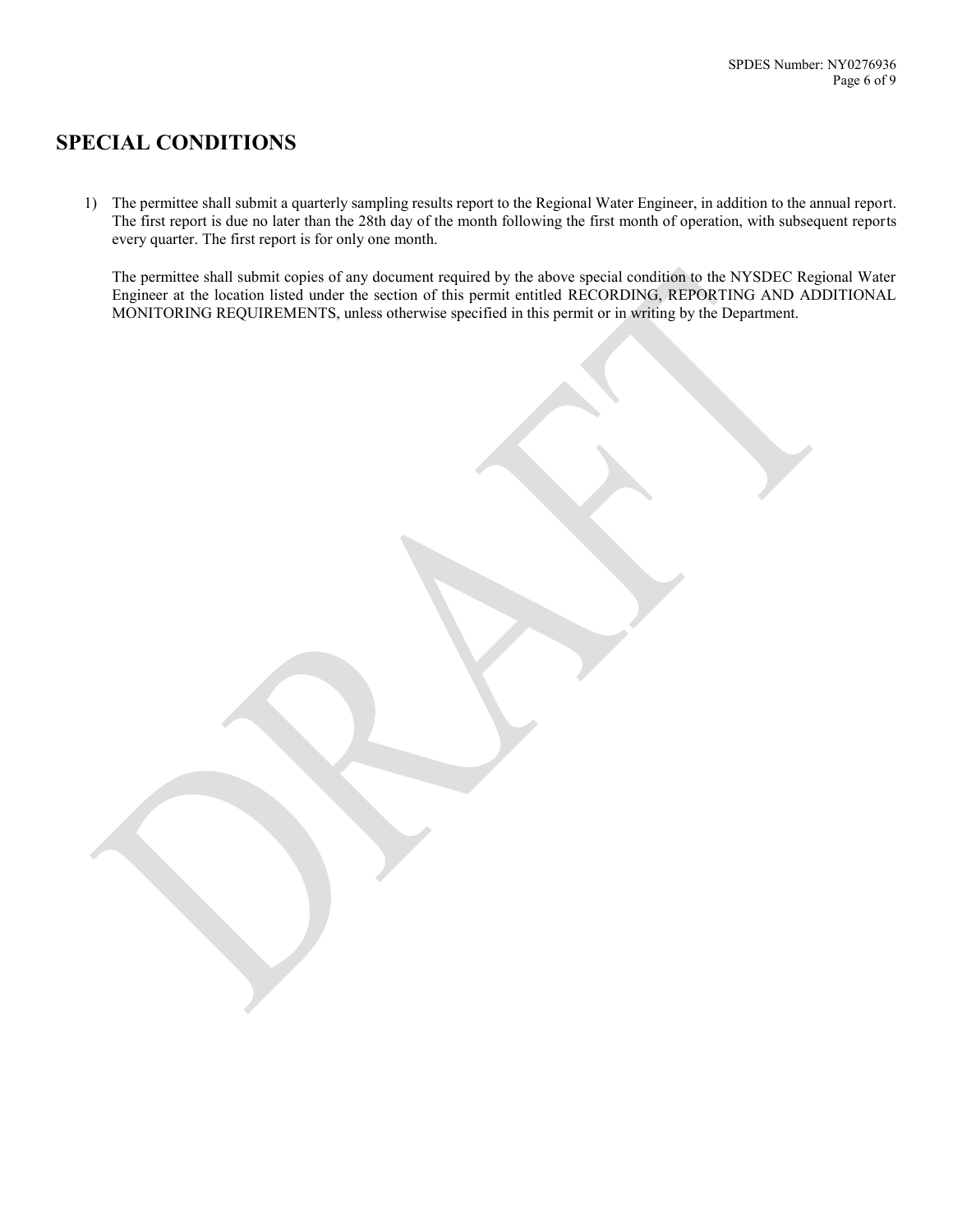# SPECIAL CONDITIONS

1) The permittee shall submit a quarterly sampling results report to the Regional Water Engineer, in addition to the annual report. The first report is due no later than the 28th day of the month following the first month of operation, with subsequent reports every quarter. The first report is for only one month.

   The permittee shall submit copies of any document required by the above special condition to the NYSDEC Regional Water Engineer at the location listed under the section of this permit entitled RECORDING, REPORTING AND ADDITIONAL MONITORING REQUIREMENTS, unless otherwise specified in this permit or in writing by the Department.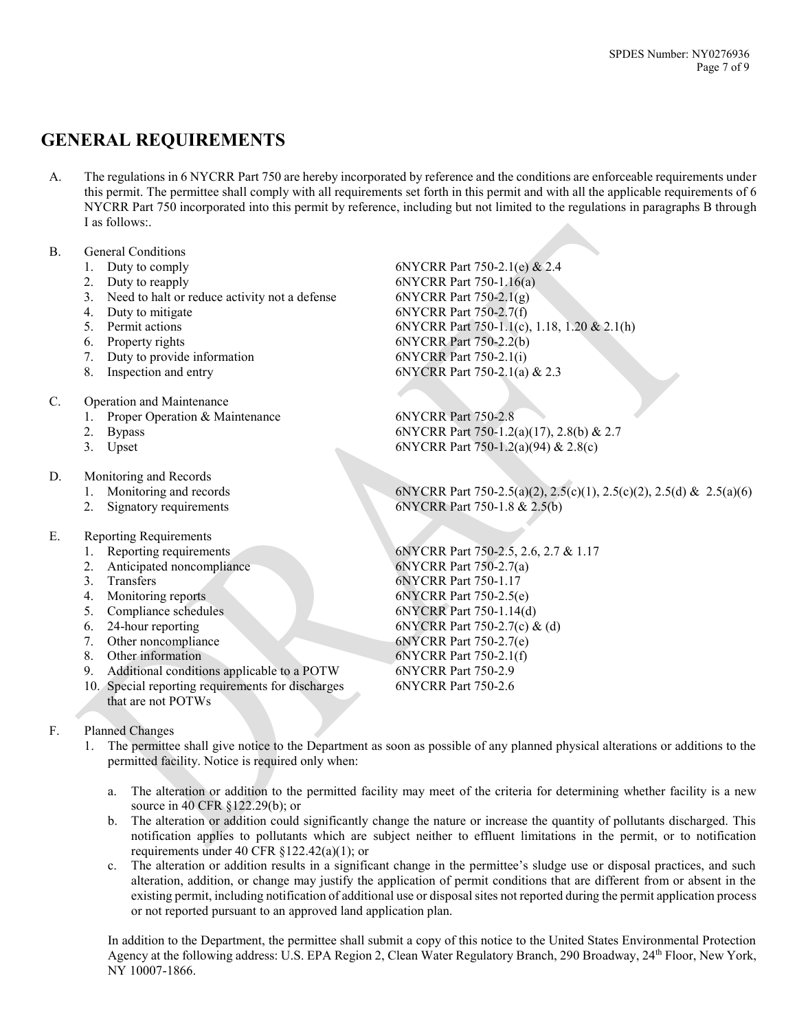# GENERAL REQUIREMENTS

A. The regulations in 6 NYCRR Part 750 are hereby incorporated by reference and the conditions are enforceable requirements under this permit. The permittee shall comply with all requirements set forth in this permit and with all the applicable requirements of 6 NYCRR Part 750 incorporated into this permit by reference, including but not limited to the regulations in paragraphs B through I as follows:.

B. General Conditions

| | |
|---|---|
| 1. Duty to comply | 6NYCRR Part 750-2.1(e) & 2.4 |
| 2. Duty to reapply | 6NYCRR Part 750-1.16(a) |
| 3. Need to halt or reduce activity not a defense | 6NYCRR Part 750-2.1(g) |
| 4. Duty to mitigate | 6NYCRR Part 750-2.7(f) |
| 5. Permit actions | 6NYCRR Part 750-1.1(c), 1.18, 1.20 & 2.1(h) |
| 6. Property rights | 6NYCRR Part 750-2.2(b) |
| 7. Duty to provide information | 6NYCRR Part 750-2.1(i) |
| 8. Inspection and entry | 6NYCRR Part 750-2.1(a) & 2.3 |

C. Operation and Maintenance

| | |
|---|---|
| 1. Proper Operation & Maintenance | 6NYCRR Part 750-2.8 |
| 2. Bypass | 6NYCRR Part 750-1.2(a)(17), 2.8(b) & 2.7 |
| 3. Upset | 6NYCRR Part 750-1.2(a)(94) & 2.8(c) |

D. Monitoring and Records

| | |
|---|---|
| 1. Monitoring and records | 6NYCRR Part 750-2.5(a)(2), 2.5(c)(1), 2.5(c)(2), 2.5(d) & 2.5(a)(6) |
| 2. Signatory requirements | 6NYCRR Part 750-1.8 & 2.5(b) |

E. Reporting Requirements

| | |
|---|---|
| 1. Reporting requirements | 6NYCRR Part 750-2.5, 2.6, 2.7 & 1.17 |
| 2. Anticipated noncompliance | 6NYCRR Part 750-2.7(a) |
| 3. Transfers | 6NYCRR Part 750-1.17 |
| 4. Monitoring reports | 6NYCRR Part 750-2.5(e) |
| 5. Compliance schedules | 6NYCRR Part 750-1.14(d) |
| 6. 24-hour reporting | 6NYCRR Part 750-2.7(c) & (d) |
| 7. Other noncompliance | 6NYCRR Part 750-2.7(e) |
| 8. Other information | 6NYCRR Part 750-2.1(f) |
| 9. Additional conditions applicable to a POTW | 6NYCRR Part 750-2.9 |
| 10. Special reporting requirements for discharges that are not POTWs | 6NYCRR Part 750-2.6 |

F. Planned Changes

1. The permittee shall give notice to the Department as soon as possible of any planned physical alterations or additions to the permitted facility. Notice is required only when:

   a. The alteration or addition to the permitted facility may meet of the criteria for determining whether facility is a new source in 40 CFR §122.29(b); or

   b. The alteration or addition could significantly change the nature or increase the quantity of pollutants discharged. This notification applies to pollutants which are subject neither to effluent limitations in the permit, or to notification requirements under 40 CFR §122.42(a)(1); or

   c. The alteration or addition results in a significant change in the permittee's sludge use or disposal practices, and such alteration, addition, or change may justify the application of permit conditions that are different from or absent in the existing permit, including notification of additional use or disposal sites not reported during the permit application process or not reported pursuant to an approved land application plan.

   In addition to the Department, the permittee shall submit a copy of this notice to the United States Environmental Protection Agency at the following address: U.S. EPA Region 2, Clean Water Regulatory Branch, 290 Broadway, 24th Floor, New York, NY 10007-1866.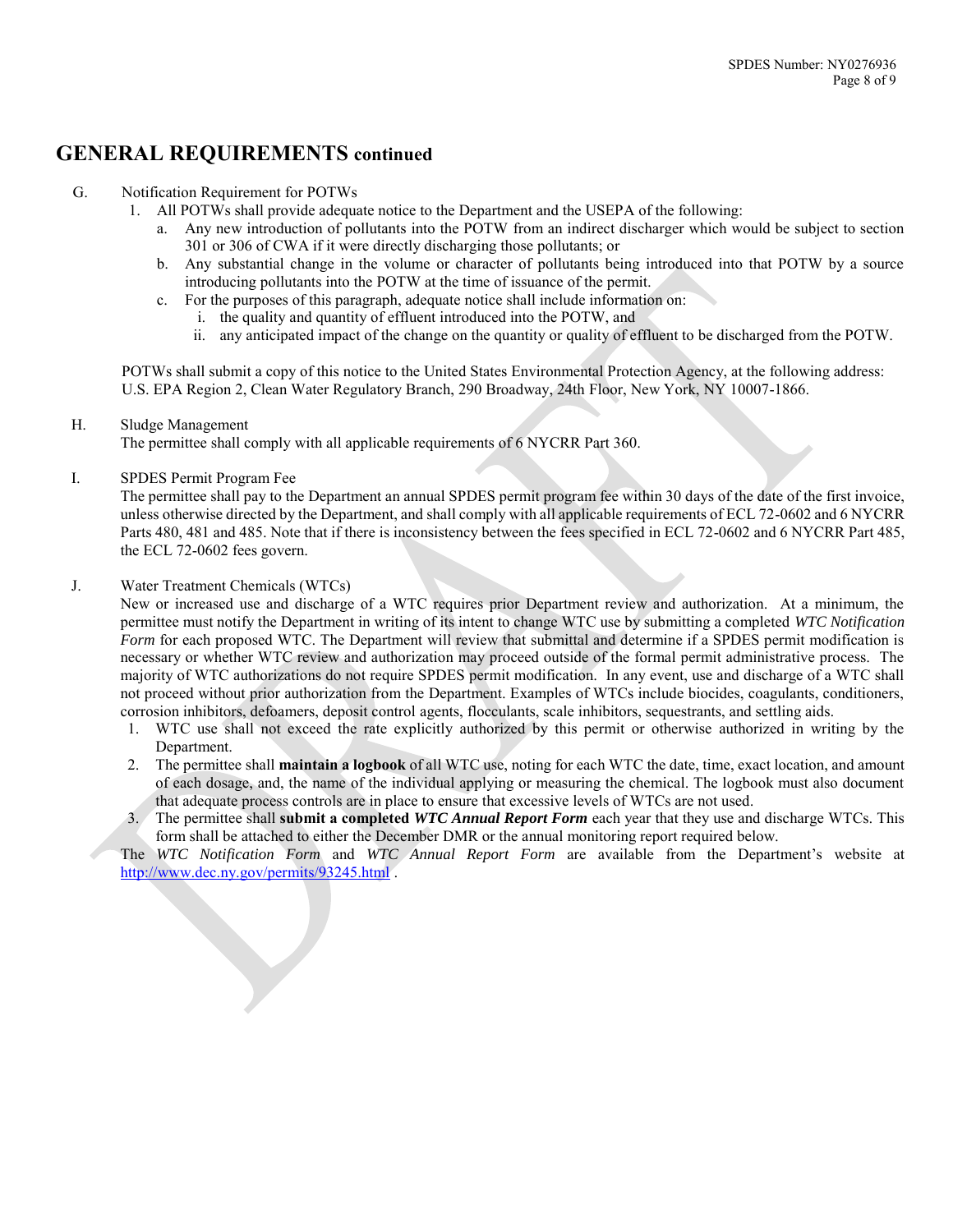## GENERAL REQUIREMENTS continued

G. Notification Requirement for POTWs

1. All POTWs shall provide adequate notice to the Department and the USEPA of the following:
   a. Any new introduction of pollutants into the POTW from an indirect discharger which would be subject to section 301 or 306 of CWA if it were directly discharging those pollutants; or
   b. Any substantial change in the volume or character of pollutants being introduced into that POTW by a source introducing pollutants into the POTW at the time of issuance of the permit.
   c. For the purposes of this paragraph, adequate notice shall include information on:
      i. the quality and quantity of effluent introduced into the POTW, and
      ii. any anticipated impact of the change on the quantity or quality of effluent to be discharged from the POTW.

POTWs shall submit a copy of this notice to the United States Environmental Protection Agency, at the following address: U.S. EPA Region 2, Clean Water Regulatory Branch, 290 Broadway, 24th Floor, New York, NY 10007-1866.

H. Sludge Management

The permittee shall comply with all applicable requirements of 6 NYCRR Part 360.

I. SPDES Permit Program Fee

The permittee shall pay to the Department an annual SPDES permit program fee within 30 days of the date of the first invoice, unless otherwise directed by the Department, and shall comply with all applicable requirements of ECL 72-0602 and 6 NYCRR Parts 480, 481 and 485. Note that if there is inconsistency between the fees specified in ECL 72-0602 and 6 NYCRR Part 485, the ECL 72-0602 fees govern.

J. Water Treatment Chemicals (WTCs)

New or increased use and discharge of a WTC requires prior Department review and authorization. At a minimum, the permittee must notify the Department in writing of its intent to change WTC use by submitting a completed *WTC Notification Form* for each proposed WTC. The Department will review that submittal and determine if a SPDES permit modification is necessary or whether WTC review and authorization may proceed outside of the formal permit administrative process. The majority of WTC authorizations do not require SPDES permit modification. In any event, use and discharge of a WTC shall not proceed without prior authorization from the Department. Examples of WTCs include biocides, coagulants, conditioners, corrosion inhibitors, defoamers, deposit control agents, flocculants, scale inhibitors, sequestrants, and settling aids.

1. WTC use shall not exceed the rate explicitly authorized by this permit or otherwise authorized in writing by the Department.
2. The permittee shall **maintain a logbook** of all WTC use, noting for each WTC the date, time, exact location, and amount of each dosage, and, the name of the individual applying or measuring the chemical. The logbook must also document that adequate process controls are in place to ensure that excessive levels of WTCs are not used.
3. The permittee shall **submit a completed *WTC Annual Report Form*** each year that they use and discharge WTCs. This form shall be attached to either the December DMR or the annual monitoring report required below.

The *WTC Notification Form* and *WTC Annual Report Form* are available from the Department's website at http://www.dec.ny.gov/permits/93245.html .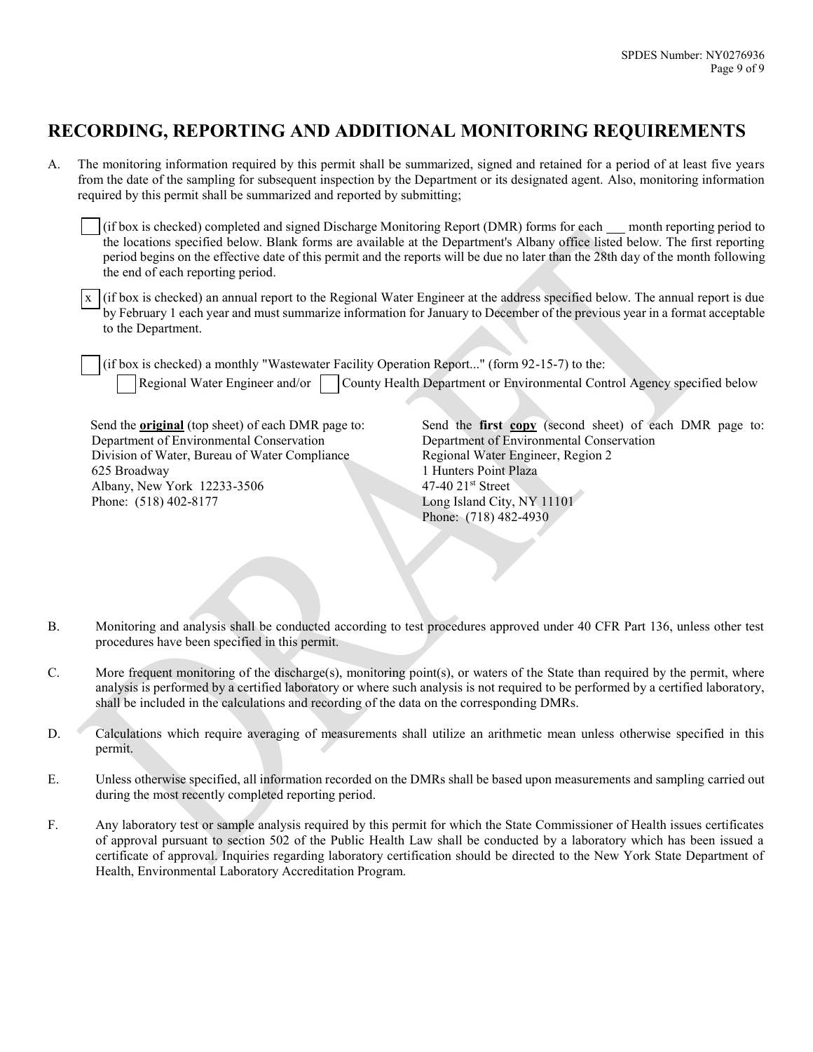# RECORDING, REPORTING AND ADDITIONAL MONITORING REQUIREMENTS

A. The monitoring information required by this permit shall be summarized, signed and retained for a period of at least five years from the date of the sampling for subsequent inspection by the Department or its designated agent. Also, monitoring information required by this permit shall be summarized and reported by submitting;

- [ ] (if box is checked) completed and signed Discharge Monitoring Report (DMR) forms for each ___ month reporting period to the locations specified below. Blank forms are available at the Department's Albany office listed below. The first reporting period begins on the effective date of this permit and the reports will be due no later than the 28th day of the month following the end of each reporting period.

- [x] (if box is checked) an annual report to the Regional Water Engineer at the address specified below. The annual report is due by February 1 each year and must summarize information for January to December of the previous year in a format acceptable to the Department.

- [ ] (if box is checked) a monthly "Wastewater Facility Operation Report..." (form 92-15-7) to the:
  - [ ] Regional Water Engineer and/or
  - [ ] County Health Department or Environmental Control Agency specified below

Send the **original** (top sheet) of each DMR page to:
Department of Environmental Conservation
Division of Water, Bureau of Water Compliance
625 Broadway
Albany, New York 12233-3506
Phone: (518) 402-8177

Send the **first copy** (second sheet) of each DMR page to:
Department of Environmental Conservation
Regional Water Engineer, Region 2
1 Hunters Point Plaza
47-40 21st Street
Long Island City, NY 11101
Phone: (718) 482-4930

B. Monitoring and analysis shall be conducted according to test procedures approved under 40 CFR Part 136, unless other test procedures have been specified in this permit.

C. More frequent monitoring of the discharge(s), monitoring point(s), or waters of the State than required by the permit, where analysis is performed by a certified laboratory or where such analysis is not required to be performed by a certified laboratory, shall be included in the calculations and recording of the data on the corresponding DMRs.

D. Calculations which require averaging of measurements shall utilize an arithmetic mean unless otherwise specified in this permit.

E. Unless otherwise specified, all information recorded on the DMRs shall be based upon measurements and sampling carried out during the most recently completed reporting period.

F. Any laboratory test or sample analysis required by this permit for which the State Commissioner of Health issues certificates of approval pursuant to section 502 of the Public Health Law shall be conducted by a laboratory which has been issued a certificate of approval. Inquiries regarding laboratory certification should be directed to the New York State Department of Health, Environmental Laboratory Accreditation Program.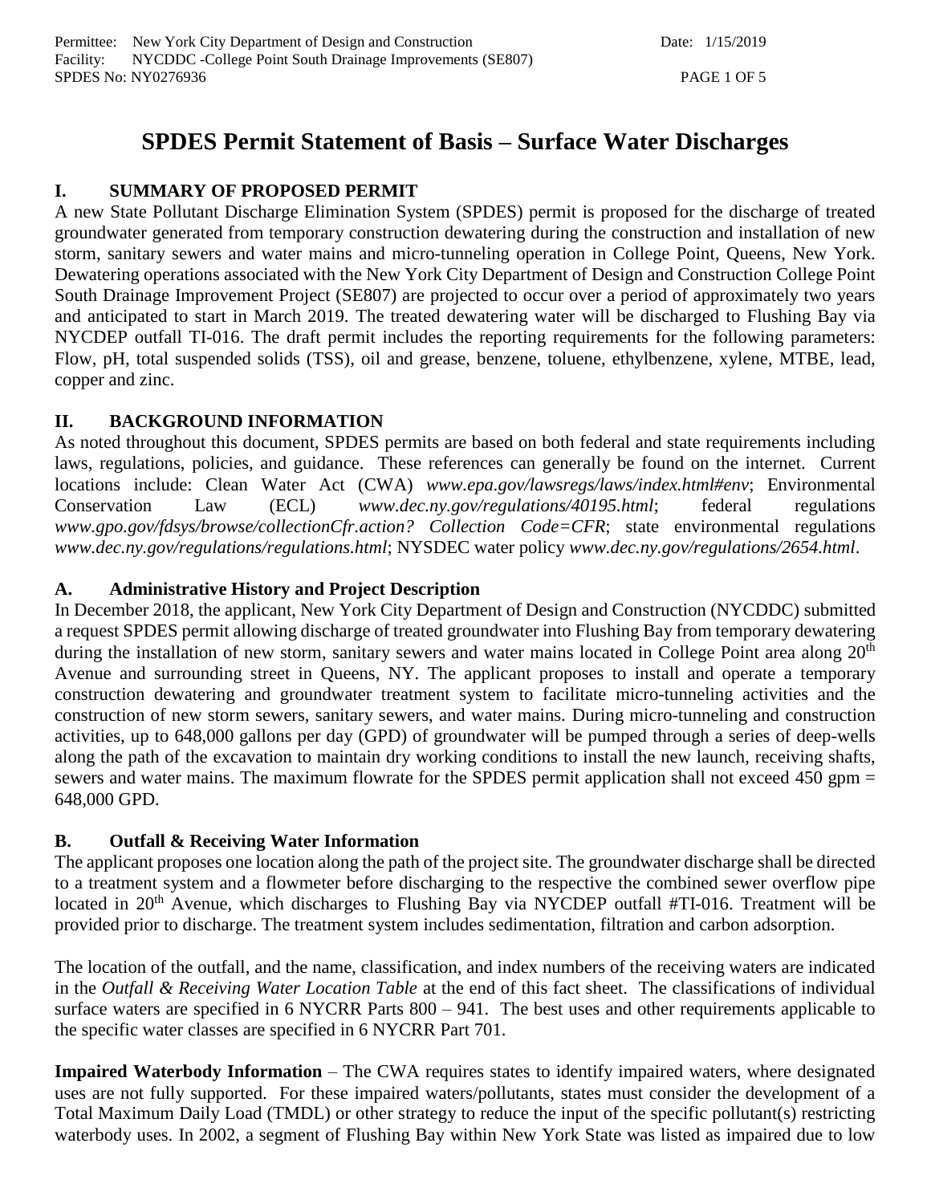# SPDES Permit Statement of Basis – Surface Water Discharges

## I. SUMMARY OF PROPOSED PERMIT

A new State Pollutant Discharge Elimination System (SPDES) permit is proposed for the discharge of treated groundwater generated from temporary construction dewatering during the construction and installation of new storm, sanitary sewers and water mains and micro-tunneling operation in College Point, Queens, New York. Dewatering operations associated with the New York City Department of Design and Construction College Point South Drainage Improvement Project (SE807) are projected to occur over a period of approximately two years and anticipated to start in March 2019. The treated dewatering water will be discharged to Flushing Bay via NYCDEP outfall TI-016. The draft permit includes the reporting requirements for the following parameters: Flow, pH, total suspended solids (TSS), oil and grease, benzene, toluene, ethylbenzene, xylene, MTBE, lead, copper and zinc.

## II. BACKGROUND INFORMATION

As noted throughout this document, SPDES permits are based on both federal and state requirements including laws, regulations, policies, and guidance. These references can generally be found on the internet. Current locations include: Clean Water Act (CWA) *www.epa.gov/lawsregs/laws/index.html#env*; Environmental Conservation Law (ECL) *www.dec.ny.gov/regulations/40195.html*; federal regulations *www.gpo.gov/fdsys/browse/collectionCfr.action? Collection Code=CFR*; state environmental regulations *www.dec.ny.gov/regulations/regulations.html*; NYSDEC water policy *www.dec.ny.gov/regulations/2654.html*.

### A. Administrative History and Project Description

In December 2018, the applicant, New York City Department of Design and Construction (NYCDDC) submitted a request SPDES permit allowing discharge of treated groundwater into Flushing Bay from temporary dewatering during the installation of new storm, sanitary sewers and water mains located in College Point area along 20th Avenue and surrounding street in Queens, NY. The applicant proposes to install and operate a temporary construction dewatering and groundwater treatment system to facilitate micro-tunneling activities and the construction of new storm sewers, sanitary sewers, and water mains. During micro-tunneling and construction activities, up to 648,000 gallons per day (GPD) of groundwater will be pumped through a series of deep-wells along the path of the excavation to maintain dry working conditions to install the new launch, receiving shafts, sewers and water mains. The maximum flowrate for the SPDES permit application shall not exceed 450 gpm = 648,000 GPD.

### B. Outfall & Receiving Water Information

The applicant proposes one location along the path of the project site. The groundwater discharge shall be directed to a treatment system and a flowmeter before discharging to the respective the combined sewer overflow pipe located in 20th Avenue, which discharges to Flushing Bay via NYCDEP outfall #TI-016. Treatment will be provided prior to discharge. The treatment system includes sedimentation, filtration and carbon adsorption.

The location of the outfall, and the name, classification, and index numbers of the receiving waters are indicated in the *Outfall & Receiving Water Location Table* at the end of this fact sheet. The classifications of individual surface waters are specified in 6 NYCRR Parts 800 – 941. The best uses and other requirements applicable to the specific water classes are specified in 6 NYCRR Part 701.

**Impaired Waterbody Information** – The CWA requires states to identify impaired waters, where designated uses are not fully supported. For these impaired waters/pollutants, states must consider the development of a Total Maximum Daily Load (TMDL) or other strategy to reduce the input of the specific pollutant(s) restricting waterbody uses. In 2002, a segment of Flushing Bay within New York State was listed as impaired due to low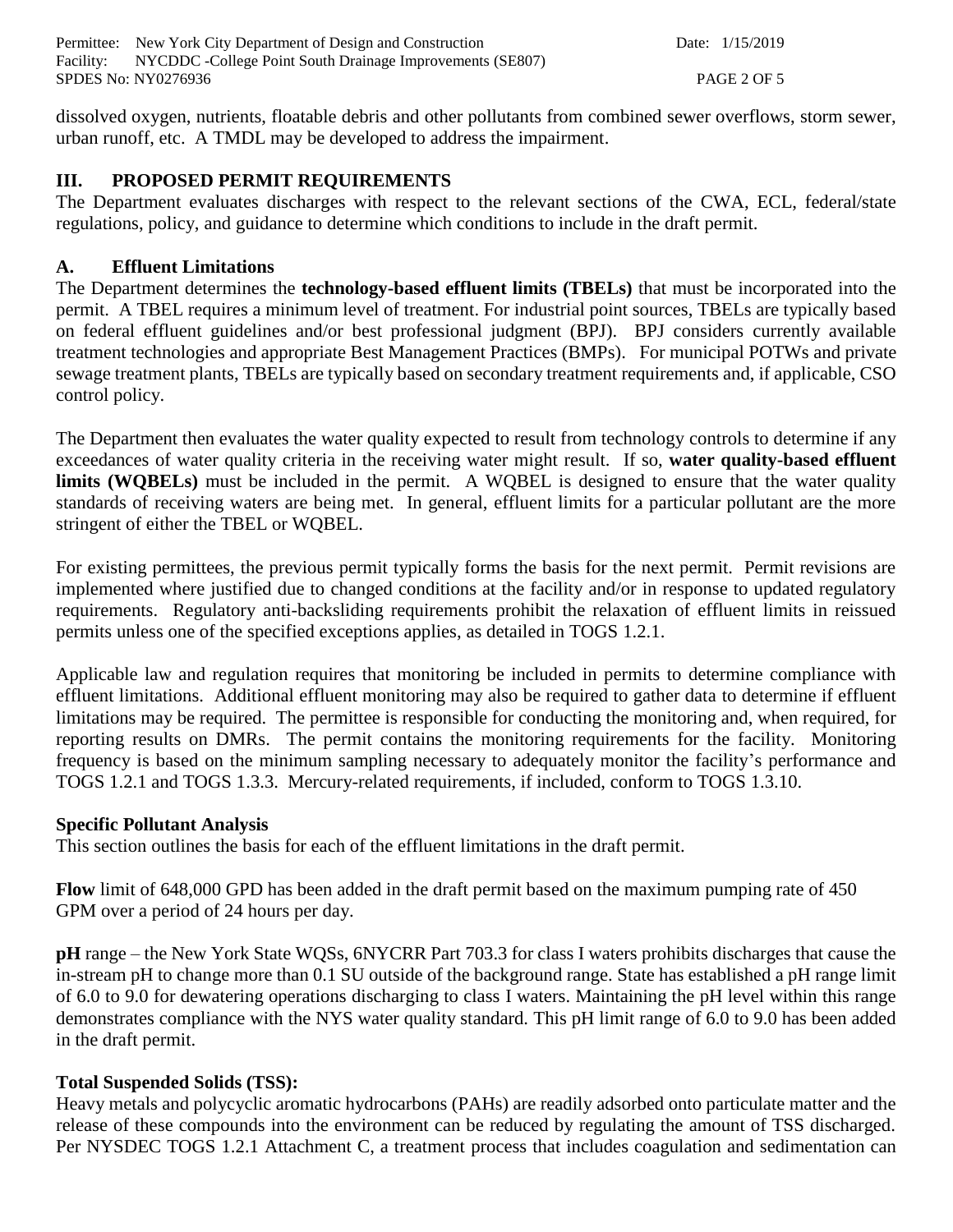dissolved oxygen, nutrients, floatable debris and other pollutants from combined sewer overflows, storm sewer, urban runoff, etc. A TMDL may be developed to address the impairment.

## III. PROPOSED PERMIT REQUIREMENTS

The Department evaluates discharges with respect to the relevant sections of the CWA, ECL, federal/state regulations, policy, and guidance to determine which conditions to include in the draft permit.

### A. Effluent Limitations

The Department determines the **technology-based effluent limits (TBELs)** that must be incorporated into the permit. A TBEL requires a minimum level of treatment. For industrial point sources, TBELs are typically based on federal effluent guidelines and/or best professional judgment (BPJ). BPJ considers currently available treatment technologies and appropriate Best Management Practices (BMPs). For municipal POTWs and private sewage treatment plants, TBELs are typically based on secondary treatment requirements and, if applicable, CSO control policy.

The Department then evaluates the water quality expected to result from technology controls to determine if any exceedances of water quality criteria in the receiving water might result. If so, **water quality-based effluent limits (WQBELs)** must be included in the permit. A WQBEL is designed to ensure that the water quality standards of receiving waters are being met. In general, effluent limits for a particular pollutant are the more stringent of either the TBEL or WQBEL.

For existing permittees, the previous permit typically forms the basis for the next permit. Permit revisions are implemented where justified due to changed conditions at the facility and/or in response to updated regulatory requirements. Regulatory anti-backsliding requirements prohibit the relaxation of effluent limits in reissued permits unless one of the specified exceptions applies, as detailed in TOGS 1.2.1.

Applicable law and regulation requires that monitoring be included in permits to determine compliance with effluent limitations. Additional effluent monitoring may also be required to gather data to determine if effluent limitations may be required. The permittee is responsible for conducting the monitoring and, when required, for reporting results on DMRs. The permit contains the monitoring requirements for the facility. Monitoring frequency is based on the minimum sampling necessary to adequately monitor the facility's performance and TOGS 1.2.1 and TOGS 1.3.3. Mercury-related requirements, if included, conform to TOGS 1.3.10.

#### Specific Pollutant Analysis

This section outlines the basis for each of the effluent limitations in the draft permit.

**Flow** limit of 648,000 GPD has been added in the draft permit based on the maximum pumping rate of 450 GPM over a period of 24 hours per day.

**pH** range – the New York State WQSs, 6NYCRR Part 703.3 for class I waters prohibits discharges that cause the in-stream pH to change more than 0.1 SU outside of the background range. State has established a pH range limit of 6.0 to 9.0 for dewatering operations discharging to class I waters. Maintaining the pH level within this range demonstrates compliance with the NYS water quality standard. This pH limit range of 6.0 to 9.0 has been added in the draft permit.

**Total Suspended Solids (TSS):**

Heavy metals and polycyclic aromatic hydrocarbons (PAHs) are readily adsorbed onto particulate matter and the release of these compounds into the environment can be reduced by regulating the amount of TSS discharged. Per NYSDEC TOGS 1.2.1 Attachment C, a treatment process that includes coagulation and sedimentation can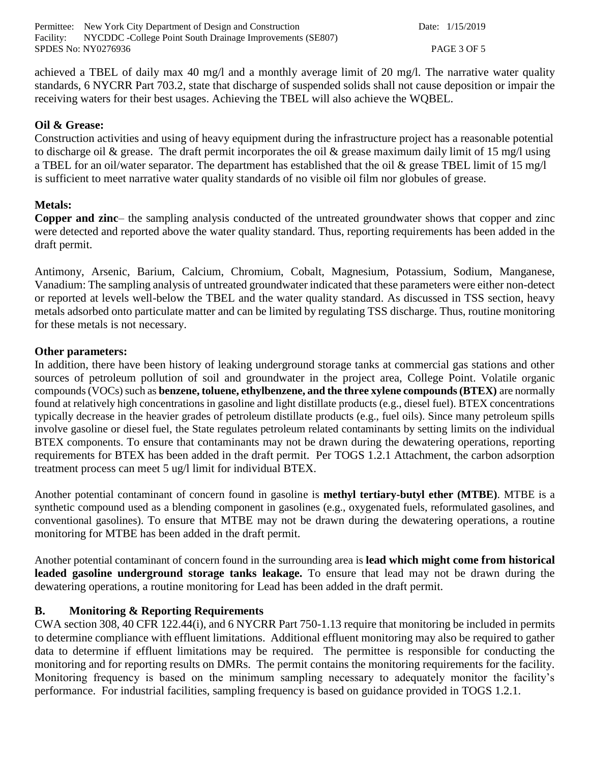achieved a TBEL of daily max 40 mg/l and a monthly average limit of 20 mg/l. The narrative water quality standards, 6 NYCRR Part 703.2, state that discharge of suspended solids shall not cause deposition or impair the receiving waters for their best usages. Achieving the TBEL will also achieve the WQBEL.

**Oil & Grease:**

Construction activities and using of heavy equipment during the infrastructure project has a reasonable potential to discharge oil & grease. The draft permit incorporates the oil & grease maximum daily limit of 15 mg/l using a TBEL for an oil/water separator. The department has established that the oil & grease TBEL limit of 15 mg/l is sufficient to meet narrative water quality standards of no visible oil film nor globules of grease.

**Metals:**

**Copper and zinc**– the sampling analysis conducted of the untreated groundwater shows that copper and zinc were detected and reported above the water quality standard. Thus, reporting requirements has been added in the draft permit.

Antimony, Arsenic, Barium, Calcium, Chromium, Cobalt, Magnesium, Potassium, Sodium, Manganese, Vanadium: The sampling analysis of untreated groundwater indicated that these parameters were either non-detect or reported at levels well-below the TBEL and the water quality standard. As discussed in TSS section, heavy metals adsorbed onto particulate matter and can be limited by regulating TSS discharge. Thus, routine monitoring for these metals is not necessary.

**Other parameters:**

In addition, there have been history of leaking underground storage tanks at commercial gas stations and other sources of petroleum pollution of soil and groundwater in the project area, College Point. Volatile organic compounds (VOCs) such as **benzene, toluene, ethylbenzene, and the three xylene compounds (BTEX)** are normally found at relatively high concentrations in gasoline and light distillate products (e.g., diesel fuel). BTEX concentrations typically decrease in the heavier grades of petroleum distillate products (e.g., fuel oils). Since many petroleum spills involve gasoline or diesel fuel, the State regulates petroleum related contaminants by setting limits on the individual BTEX components. To ensure that contaminants may not be drawn during the dewatering operations, reporting requirements for BTEX has been added in the draft permit. Per TOGS 1.2.1 Attachment, the carbon adsorption treatment process can meet 5 ug/l limit for individual BTEX.

Another potential contaminant of concern found in gasoline is **methyl tertiary-butyl ether (MTBE)**. MTBE is a synthetic compound used as a blending component in gasolines (e.g., oxygenated fuels, reformulated gasolines, and conventional gasolines). To ensure that MTBE may not be drawn during the dewatering operations, a routine monitoring for MTBE has been added in the draft permit.

Another potential contaminant of concern found in the surrounding area is **lead which might come from historical leaded gasoline underground storage tanks leakage.** To ensure that lead may not be drawn during the dewatering operations, a routine monitoring for Lead has been added in the draft permit.

## B. Monitoring & Reporting Requirements

CWA section 308, 40 CFR 122.44(i), and 6 NYCRR Part 750-1.13 require that monitoring be included in permits to determine compliance with effluent limitations. Additional effluent monitoring may also be required to gather data to determine if effluent limitations may be required. The permittee is responsible for conducting the monitoring and for reporting results on DMRs. The permit contains the monitoring requirements for the facility. Monitoring frequency is based on the minimum sampling necessary to adequately monitor the facility's performance. For industrial facilities, sampling frequency is based on guidance provided in TOGS 1.2.1.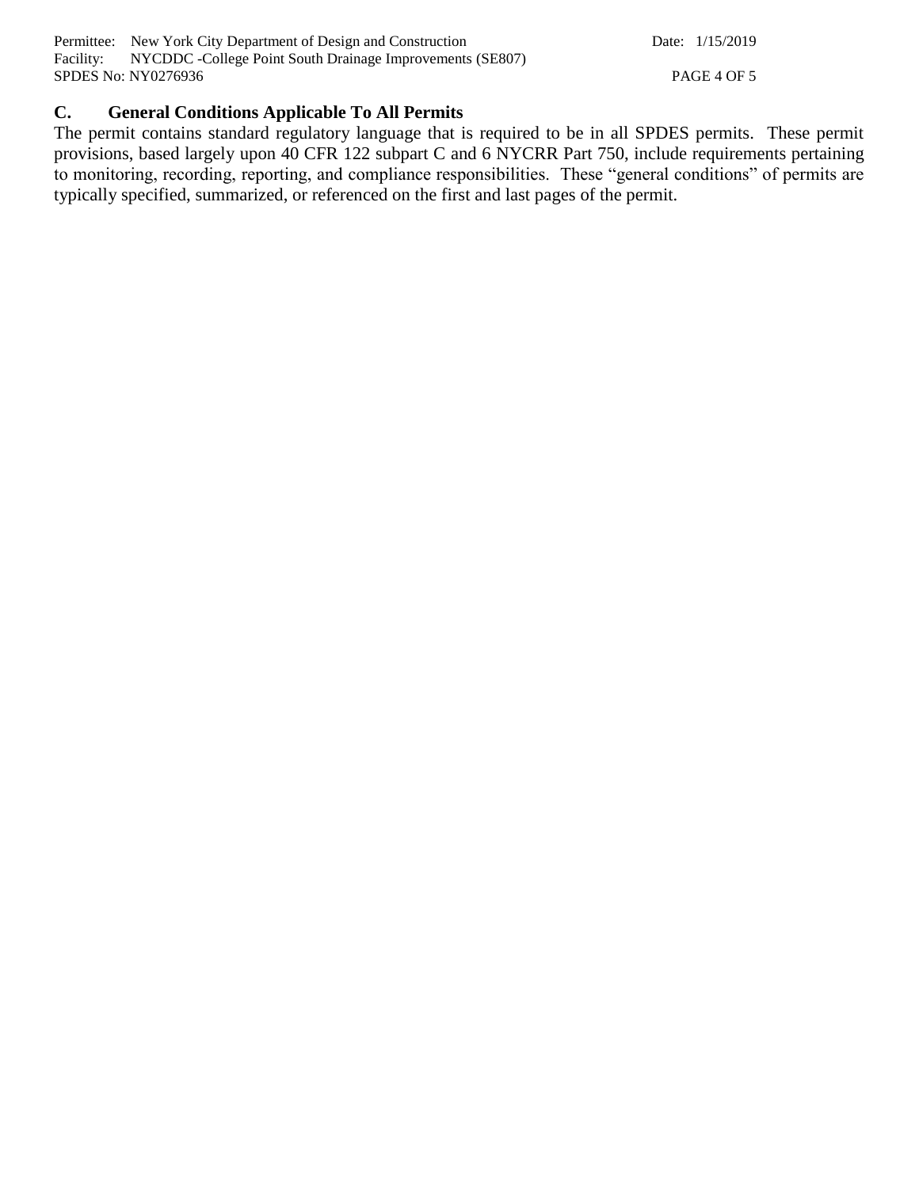## C. General Conditions Applicable To All Permits

The permit contains standard regulatory language that is required to be in all SPDES permits. These permit provisions, based largely upon 40 CFR 122 subpart C and 6 NYCRR Part 750, include requirements pertaining to monitoring, recording, reporting, and compliance responsibilities. These "general conditions" of permits are typically specified, summarized, or referenced on the first and last pages of the permit.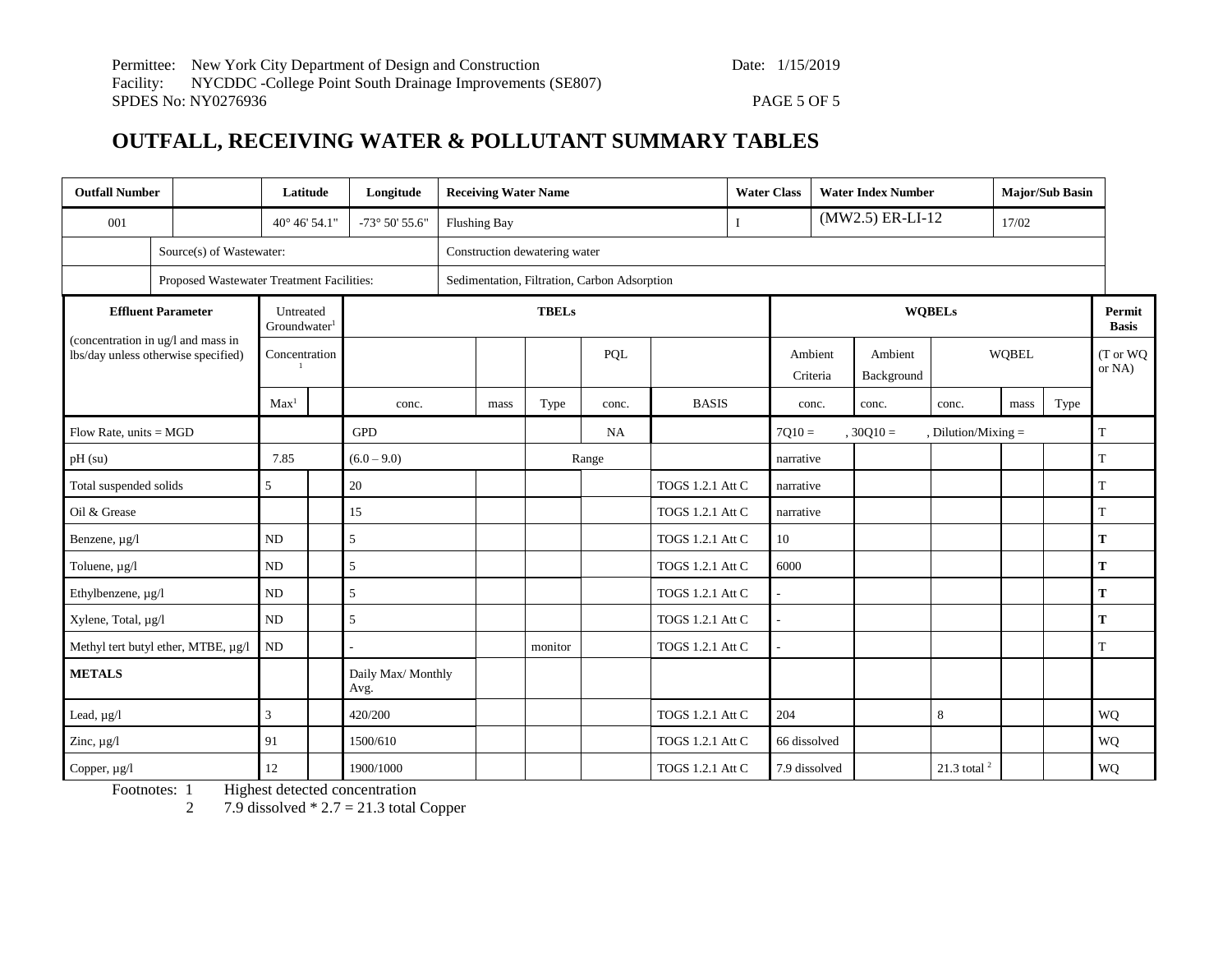Permittee: New York City Department of Design and Construction
Facility: NYCDDC -College Point South Drainage Improvements (SE807)
SPDES No: NY0276936

Date: 1/15/2019

# OUTFALL, RECEIVING WATER & POLLUTANT SUMMARY TABLES

| Outfall Number | | Latitude | Longitude | Receiving Water Name | Water Class | Water Index Number | Major/Sub Basin |
|---|---|---|---|---|---|---|---|
| 001 | | 40° 46' 54.1" | -73° 50' 55.6" | Flushing Bay | I | (MW2.5) ER-LI-12 | 17/02 |
| | Source(s) of Wastewater: | | | Construction dewatering water | | | |
| | Proposed Wastewater Treatment Facilities: | | | Sedimentation, Filtration, Carbon Adsorption | | | |

| Effluent Parameter (concentration in ug/l and mass in lbs/day unless otherwise specified) | Untreated Groundwater[1] | | TBELs | | | | | WQBELs | | | | | Permit Basis |
|---|---|---|---|---|---|---|---|---|---|---|---|---|---|
| | Concentration[1] | | | | | PQL | | Ambient Criteria | Ambient Background | WQBEL | | | (T or WQ or NA) |
| | Max[1] | | conc. | mass | Type | conc. | BASIS | conc. | conc. | conc. | mass | Type | |
| Flow Rate, units = MGD | | | GPD | | | NA | | 7Q10 = | , 30Q10 = | , Dilution/Mixing = | | | T |
| pH (su) | 7.85 | | (6.0 – 9.0) | | Range | | | narrative | | | | | T |
| Total suspended solids | 5 | | 20 | | | | TOGS 1.2.1 Att C | narrative | | | | | T |
| Oil & Grease | | | 15 | | | | TOGS 1.2.1 Att C | narrative | | | | | T |
| Benzene, µg/l | ND | | 5 | | | | TOGS 1.2.1 Att C | 10 | | | | | **T** |
| Toluene, µg/l | ND | | 5 | | | | TOGS 1.2.1 Att C | 6000 | | | | | **T** |
| Ethylbenzene, µg/l | ND | | 5 | | | | TOGS 1.2.1 Att C | - | | | | | **T** |
| Xylene, Total, µg/l | ND | | 5 | | | | TOGS 1.2.1 Att C | - | | | | | **T** |
| Methyl tert butyl ether, MTBE, µg/l | ND | | - | | monitor | | TOGS 1.2.1 Att C | - | | | | | T |
| **METALS** | | | Daily Max/ Monthly Avg. | | | | | | | | | | |
| Lead, µg/l | 3 | | 420/200 | | | | TOGS 1.2.1 Att C | 204 | | 8 | | | WQ |
| Zinc, µg/l | 91 | | 1500/610 | | | | TOGS 1.2.1 Att C | 66 dissolved | | | | | WQ |
| Copper, µg/l | 12 | | 1900/1000 | | | | TOGS 1.2.1 Att C | 7.9 dissolved | | 21.3 total[2] | | | WQ |

Footnotes:
1 Highest detected concentration
2 7.9 dissolved * 2.7 = 21.3 total Copper